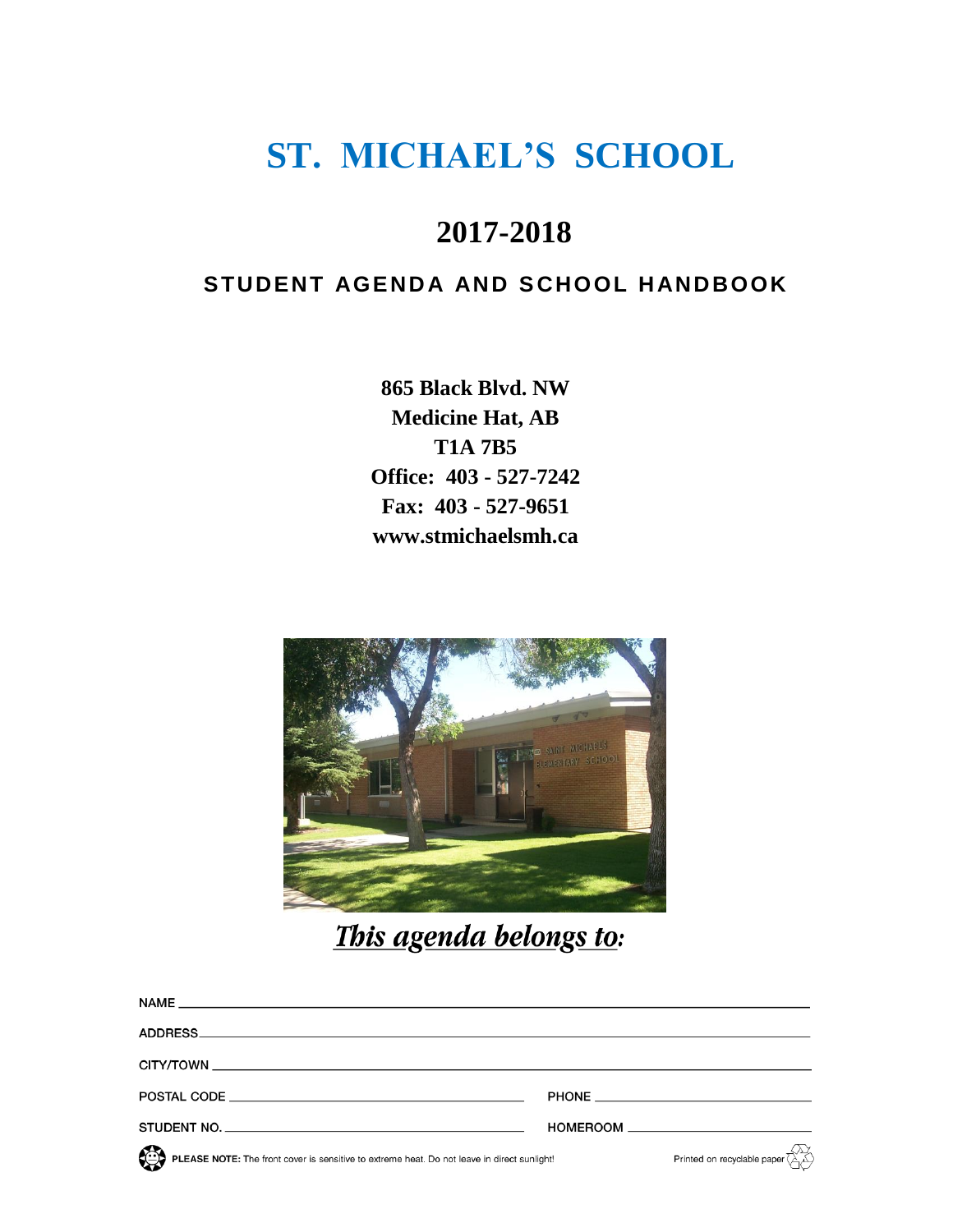# ST. MICHAEL'S SCHOOL

## 2017-2018

### STUDENT AGENDA AND SCHOOL HANDBOOK

**865 Black Blvd. NW**
**Medicine Hat, AB**
**T1A 7B5**
**Office: 403 - 527-7242**
**Fax: 403 - 527-9651**
**www.stmichaelsmh.ca**

***This agenda belongs to:***

NAME ______________________________

ADDRESS ______________________________

CITY/TOWN ______________________________

POSTAL CODE ____________________ PHONE ____________________

STUDENT NO. ____________________ HOMEROOM ____________________

**PLEASE NOTE:** The front cover is sensitive to extreme heat. Do not leave in direct sunlight!

Printed on recyclable paper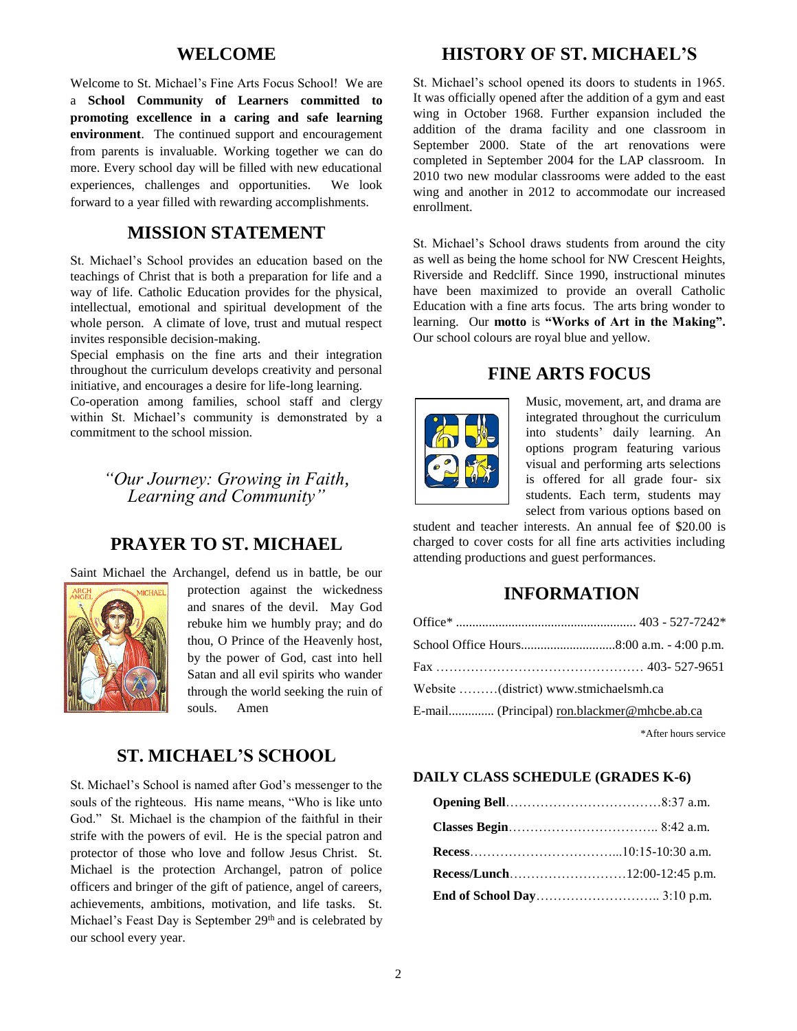## WELCOME

Welcome to St. Michael's Fine Arts Focus School! We are a **School Community of Learners committed to promoting excellence in a caring and safe learning environment**. The continued support and encouragement from parents is invaluable. Working together we can do more. Every school day will be filled with new educational experiences, challenges and opportunities. We look forward to a year filled with rewarding accomplishments.

## MISSION STATEMENT

St. Michael's School provides an education based on the teachings of Christ that is both a preparation for life and a way of life. Catholic Education provides for the physical, intellectual, emotional and spiritual development of the whole person. A climate of love, trust and mutual respect invites responsible decision-making.

Special emphasis on the fine arts and their integration throughout the curriculum develops creativity and personal initiative, and encourages a desire for life-long learning.

Co-operation among families, school staff and clergy within St. Michael's community is demonstrated by a commitment to the school mission.

*"Our Journey: Growing in Faith, Learning and Community"*

## PRAYER TO ST. MICHAEL

Saint Michael the Archangel, defend us in battle, be our protection against the wickedness and snares of the devil. May God rebuke him we humbly pray; and do thou, O Prince of the Heavenly host, by the power of God, cast into hell Satan and all evil spirits who wander through the world seeking the ruin of souls. Amen

## ST. MICHAEL'S SCHOOL

St. Michael's School is named after God's messenger to the souls of the righteous. His name means, "Who is like unto God." St. Michael is the champion of the faithful in their strife with the powers of evil. He is the special patron and protector of those who love and follow Jesus Christ. St. Michael is the protection Archangel, patron of police officers and bringer of the gift of patience, angel of careers, achievements, ambitions, motivation, and life tasks. St. Michael's Feast Day is September 29th and is celebrated by our school every year.

## HISTORY OF ST. MICHAEL'S

St. Michael's school opened its doors to students in 1965. It was officially opened after the addition of a gym and east wing in October 1968. Further expansion included the addition of the drama facility and one classroom in September 2000. State of the art renovations were completed in September 2004 for the LAP classroom. In 2010 two new modular classrooms were added to the east wing and another in 2012 to accommodate our increased enrollment.

St. Michael's School draws students from around the city as well as being the home school for NW Crescent Heights, Riverside and Redcliff. Since 1990, instructional minutes have been maximized to provide an overall Catholic Education with a fine arts focus. The arts bring wonder to learning. Our **motto** is **"Works of Art in the Making".** Our school colours are royal blue and yellow.

## FINE ARTS FOCUS

Music, movement, art, and drama are integrated throughout the curriculum into students' daily learning. An options program featuring various visual and performing arts selections is offered for all grade four- six students. Each term, students may select from various options based on student and teacher interests. An annual fee of $20.00 is charged to cover costs for all fine arts activities including attending productions and guest performances.

## INFORMATION

Office* ....................................................... 403 - 527-7242*

School Office Hours............................8:00 a.m. - 4:00 p.m.

Fax ............................................... 403- 527-9651

Website .........(district) www.stmichaelsmh.ca

E-mail.............. (Principal) ron.blackmer@mhcbe.ab.ca

*After hours service

### DAILY CLASS SCHEDULE (GRADES K-6)

**Opening Bell**....................................8:37 a.m.

**Classes Begin**................................... 8:42 a.m.

**Recess**...................................10:15-10:30 a.m.

**Recess/Lunch**............................12:00-12:45 p.m.

**End of School Day**............................. 3:10 p.m.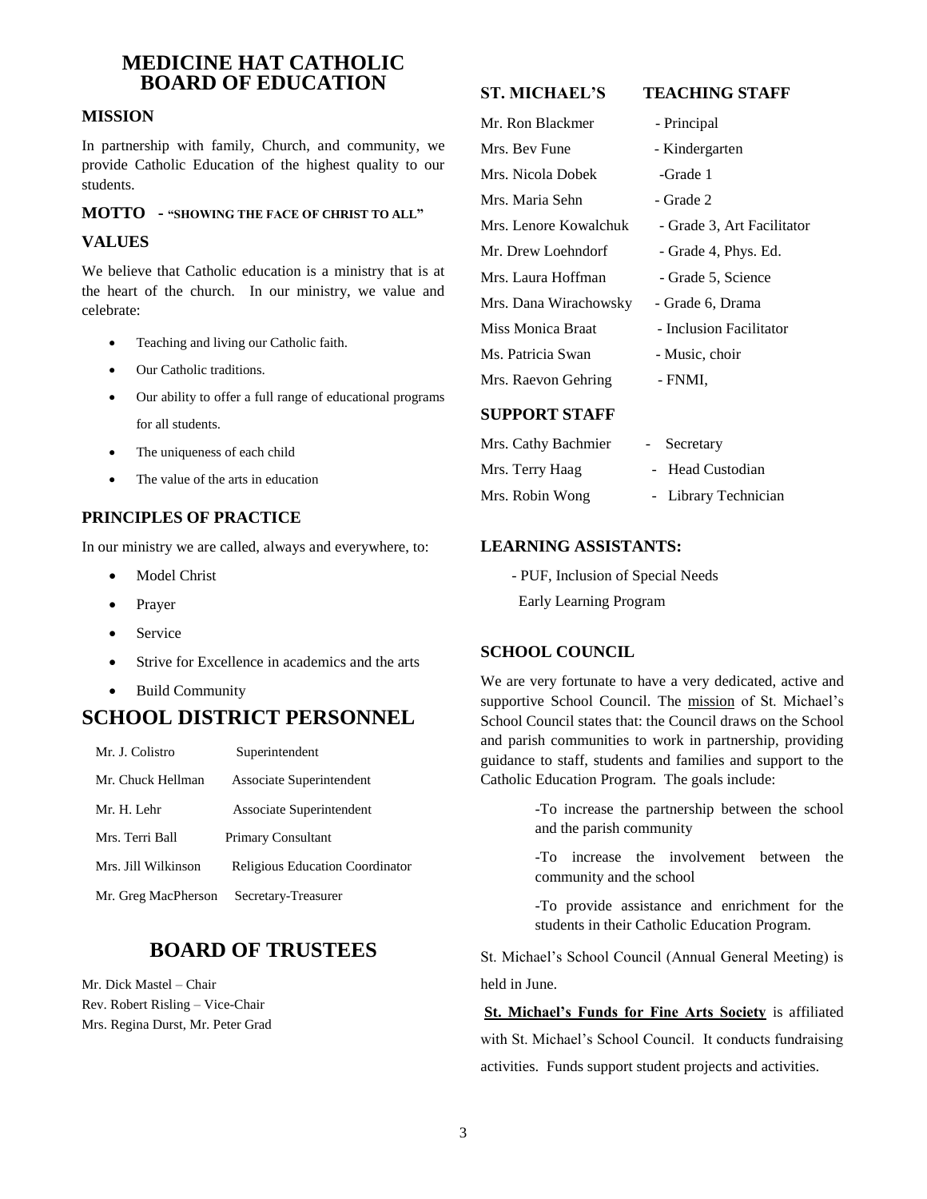# MEDICINE HAT CATHOLIC BOARD OF EDUCATION

### MISSION

In partnership with family, Church, and community, we provide Catholic Education of the highest quality to our students.

### MOTTO - "SHOWING THE FACE OF CHRIST TO ALL"

### VALUES

We believe that Catholic education is a ministry that is at the heart of the church. In our ministry, we value and celebrate:

- Teaching and living our Catholic faith.
- Our Catholic traditions.
- Our ability to offer a full range of educational programs for all students.
- The uniqueness of each child
- The value of the arts in education

### PRINCIPLES OF PRACTICE

In our ministry we are called, always and everywhere, to:

- Model Christ
- Prayer
- Service
- Strive for Excellence in academics and the arts
- Build Community

## SCHOOL DISTRICT PERSONNEL

| | |
|---|---|
| Mr. J. Colistro | Superintendent |
| Mr. Chuck Hellman | Associate Superintendent |
| Mr. H. Lehr | Associate Superintendent |
| Mrs. Terri Ball | Primary Consultant |
| Mrs. Jill Wilkinson | Religious Education Coordinator |
| Mr. Greg MacPherson | Secretary-Treasurer |

## BOARD OF TRUSTEES

Mr. Dick Mastel – Chair
Rev. Robert Risling – Vice-Chair
Mrs. Regina Durst, Mr. Peter Grad

### ST. MICHAEL'S TEACHING STAFF

| | |
|---|---|
| Mr. Ron Blackmer | - Principal |
| Mrs. Bev Fune | - Kindergarten |
| Mrs. Nicola Dobek | -Grade 1 |
| Mrs. Maria Sehn | - Grade 2 |
| Mrs. Lenore Kowalchuk | - Grade 3, Art Facilitator |
| Mr. Drew Loehndorf | - Grade 4, Phys. Ed. |
| Mrs. Laura Hoffman | - Grade 5, Science |
| Mrs. Dana Wirachowsky | - Grade 6, Drama |
| Miss Monica Braat | - Inclusion Facilitator |
| Ms. Patricia Swan | - Music, choir |
| Mrs. Raevon Gehring | - FNMI, |

### SUPPORT STAFF

| | |
|---|---|
| Mrs. Cathy Bachmier | - Secretary |
| Mrs. Terry Haag | - Head Custodian |
| Mrs. Robin Wong | - Library Technician |

### LEARNING ASSISTANTS:

- PUF, Inclusion of Special Needs
Early Learning Program

### SCHOOL COUNCIL

We are very fortunate to have a very dedicated, active and supportive School Council. The mission of St. Michael's School Council states that: the Council draws on the School and parish communities to work in partnership, providing guidance to staff, students and families and support to the Catholic Education Program. The goals include:

-To increase the partnership between the school and the parish community

-To increase the involvement between the community and the school

-To provide assistance and enrichment for the students in their Catholic Education Program.

St. Michael's School Council (Annual General Meeting) is held in June.

**St. Michael's Funds for Fine Arts Society** is affiliated with St. Michael's School Council. It conducts fundraising activities. Funds support student projects and activities.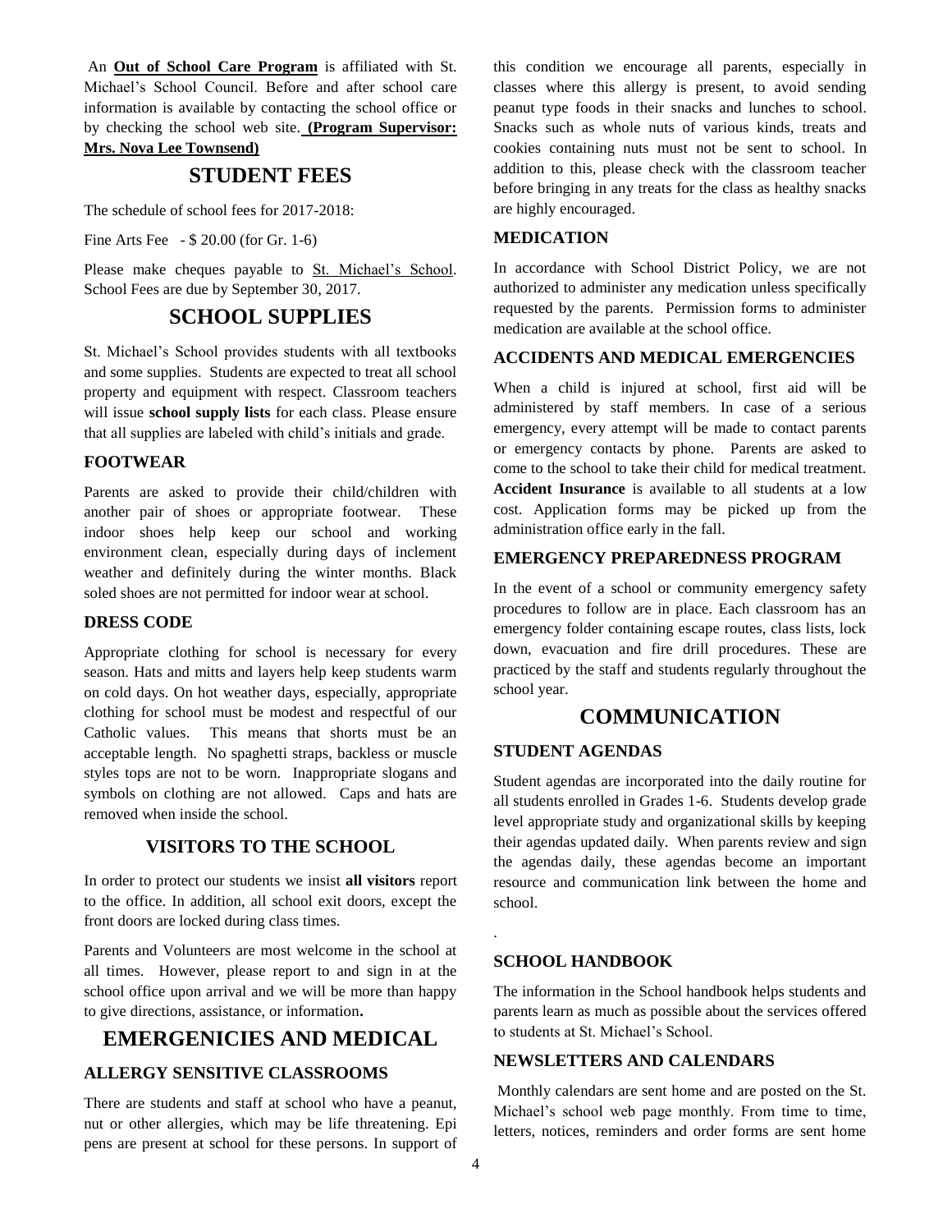An **Out of School Care Program** is affiliated with St. Michael's School Council. Before and after school care information is available by contacting the school office or by checking the school web site. **(Program Supervisor: Mrs. Nova Lee Townsend)**

## STUDENT FEES

The schedule of school fees for 2017-2018:

Fine Arts Fee - $ 20.00 (for Gr. 1-6)

Please make cheques payable to St. Michael's School. School Fees are due by September 30, 2017.

## SCHOOL SUPPLIES

St. Michael's School provides students with all textbooks and some supplies. Students are expected to treat all school property and equipment with respect. Classroom teachers will issue **school supply lists** for each class. Please ensure that all supplies are labeled with child's initials and grade.

### FOOTWEAR

Parents are asked to provide their child/children with another pair of shoes or appropriate footwear. These indoor shoes help keep our school and working environment clean, especially during days of inclement weather and definitely during the winter months. Black soled shoes are not permitted for indoor wear at school.

### DRESS CODE

Appropriate clothing for school is necessary for every season. Hats and mitts and layers help keep students warm on cold days. On hot weather days, especially, appropriate clothing for school must be modest and respectful of our Catholic values. This means that shorts must be an acceptable length. No spaghetti straps, backless or muscle styles tops are not to be worn. Inappropriate slogans and symbols on clothing are not allowed. Caps and hats are removed when inside the school.

## VISITORS TO THE SCHOOL

In order to protect our students we insist **all visitors** report to the office. In addition, all school exit doors, except the front doors are locked during class times.

Parents and Volunteers are most welcome in the school at all times. However, please report to and sign in at the school office upon arrival and we will be more than happy to give directions, assistance, or information**.**

## EMERGENICIES AND MEDICAL

### ALLERGY SENSITIVE CLASSROOMS

There are students and staff at school who have a peanut, nut or other allergies, which may be life threatening. Epi pens are present at school for these persons. In support of this condition we encourage all parents, especially in classes where this allergy is present, to avoid sending peanut type foods in their snacks and lunches to school. Snacks such as whole nuts of various kinds, treats and cookies containing nuts must not be sent to school. In addition to this, please check with the classroom teacher before bringing in any treats for the class as healthy snacks are highly encouraged.

### MEDICATION

In accordance with School District Policy, we are not authorized to administer any medication unless specifically requested by the parents. Permission forms to administer medication are available at the school office.

### ACCIDENTS AND MEDICAL EMERGENCIES

When a child is injured at school, first aid will be administered by staff members. In case of a serious emergency, every attempt will be made to contact parents or emergency contacts by phone. Parents are asked to come to the school to take their child for medical treatment. **Accident Insurance** is available to all students at a low cost. Application forms may be picked up from the administration office early in the fall.

### EMERGENCY PREPAREDNESS PROGRAM

In the event of a school or community emergency safety procedures to follow are in place. Each classroom has an emergency folder containing escape routes, class lists, lock down, evacuation and fire drill procedures. These are practiced by the staff and students regularly throughout the school year.

## COMMUNICATION

### STUDENT AGENDAS

Student agendas are incorporated into the daily routine for all students enrolled in Grades 1-6. Students develop grade level appropriate study and organizational skills by keeping their agendas updated daily. When parents review and sign the agendas daily, these agendas become an important resource and communication link between the home and school.

.

### SCHOOL HANDBOOK

The information in the School handbook helps students and parents learn as much as possible about the services offered to students at St. Michael's School.

### NEWSLETTERS AND CALENDARS

Monthly calendars are sent home and are posted on the St. Michael's school web page monthly. From time to time, letters, notices, reminders and order forms are sent home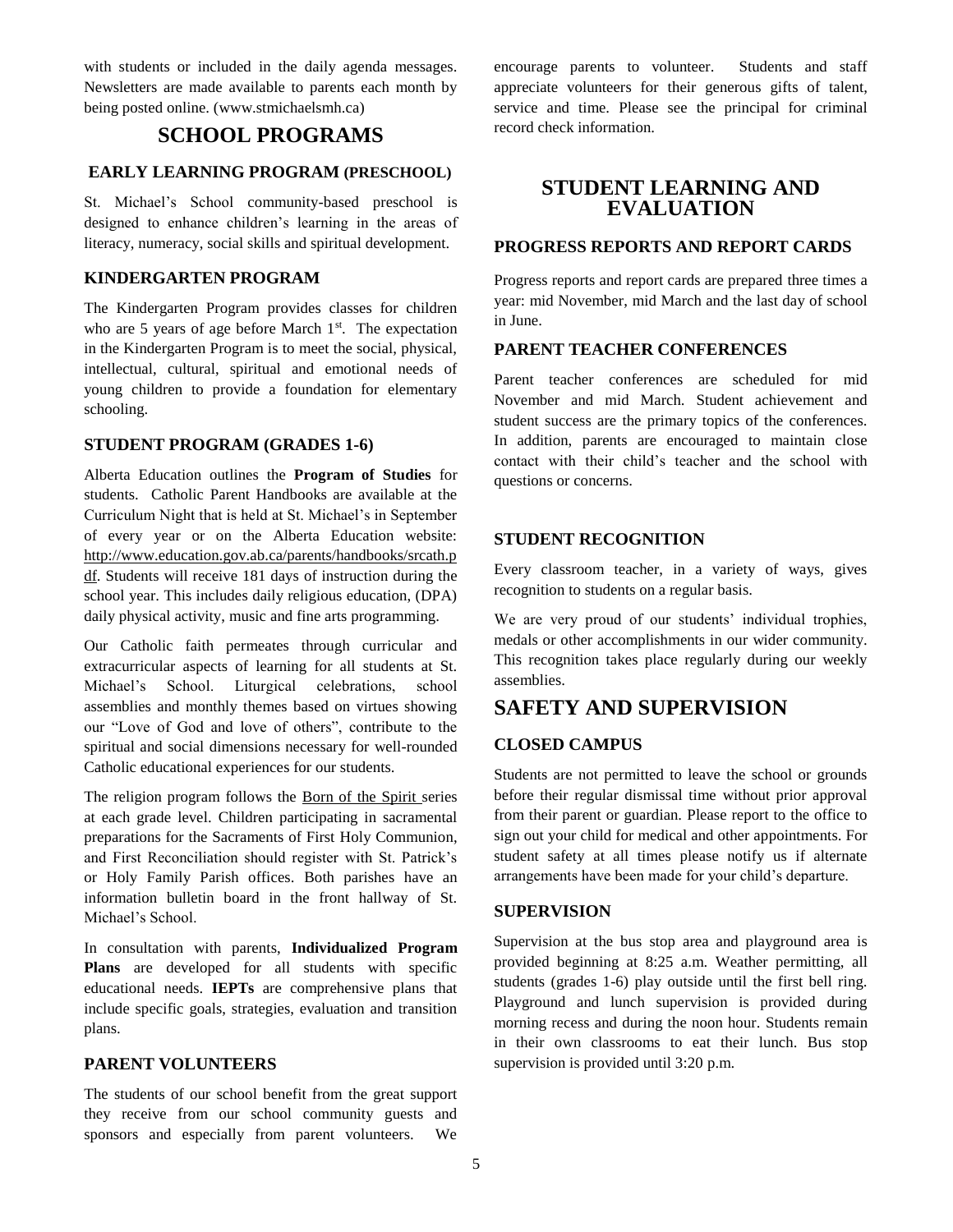with students or included in the daily agenda messages. Newsletters are made available to parents each month by being posted online. (www.stmichaelsmh.ca)

# SCHOOL PROGRAMS

## EARLY LEARNING PROGRAM (PRESCHOOL)

St. Michael's School community-based preschool is designed to enhance children's learning in the areas of literacy, numeracy, social skills and spiritual development.

## KINDERGARTEN PROGRAM

The Kindergarten Program provides classes for children who are 5 years of age before March 1st. The expectation in the Kindergarten Program is to meet the social, physical, intellectual, cultural, spiritual and emotional needs of young children to provide a foundation for elementary schooling.

## STUDENT PROGRAM (GRADES 1-6)

Alberta Education outlines the **Program of Studies** for students. Catholic Parent Handbooks are available at the Curriculum Night that is held at St. Michael's in September of every year or on the Alberta Education website: http://www.education.gov.ab.ca/parents/handbooks/srcath.pdf. Students will receive 181 days of instruction during the school year. This includes daily religious education, (DPA) daily physical activity, music and fine arts programming.

Our Catholic faith permeates through curricular and extracurricular aspects of learning for all students at St. Michael's School. Liturgical celebrations, school assemblies and monthly themes based on virtues showing our "Love of God and love of others", contribute to the spiritual and social dimensions necessary for well-rounded Catholic educational experiences for our students.

The religion program follows the Born of the Spirit series at each grade level. Children participating in sacramental preparations for the Sacraments of First Holy Communion, and First Reconciliation should register with St. Patrick's or Holy Family Parish offices. Both parishes have an information bulletin board in the front hallway of St. Michael's School.

In consultation with parents, **Individualized Program Plans** are developed for all students with specific educational needs. **IEPTs** are comprehensive plans that include specific goals, strategies, evaluation and transition plans.

## PARENT VOLUNTEERS

The students of our school benefit from the great support they receive from our school community guests and sponsors and especially from parent volunteers. We encourage parents to volunteer. Students and staff appreciate volunteers for their generous gifts of talent, service and time. Please see the principal for criminal record check information.

# STUDENT LEARNING AND EVALUATION

## PROGRESS REPORTS AND REPORT CARDS

Progress reports and report cards are prepared three times a year: mid November, mid March and the last day of school in June.

## PARENT TEACHER CONFERENCES

Parent teacher conferences are scheduled for mid November and mid March. Student achievement and student success are the primary topics of the conferences. In addition, parents are encouraged to maintain close contact with their child's teacher and the school with questions or concerns.

## STUDENT RECOGNITION

Every classroom teacher, in a variety of ways, gives recognition to students on a regular basis.

We are very proud of our students' individual trophies, medals or other accomplishments in our wider community. This recognition takes place regularly during our weekly assemblies.

# SAFETY AND SUPERVISION

## CLOSED CAMPUS

Students are not permitted to leave the school or grounds before their regular dismissal time without prior approval from their parent or guardian. Please report to the office to sign out your child for medical and other appointments. For student safety at all times please notify us if alternate arrangements have been made for your child's departure.

## SUPERVISION

Supervision at the bus stop area and playground area is provided beginning at 8:25 a.m. Weather permitting, all students (grades 1-6) play outside until the first bell ring. Playground and lunch supervision is provided during morning recess and during the noon hour. Students remain in their own classrooms to eat their lunch. Bus stop supervision is provided until 3:20 p.m.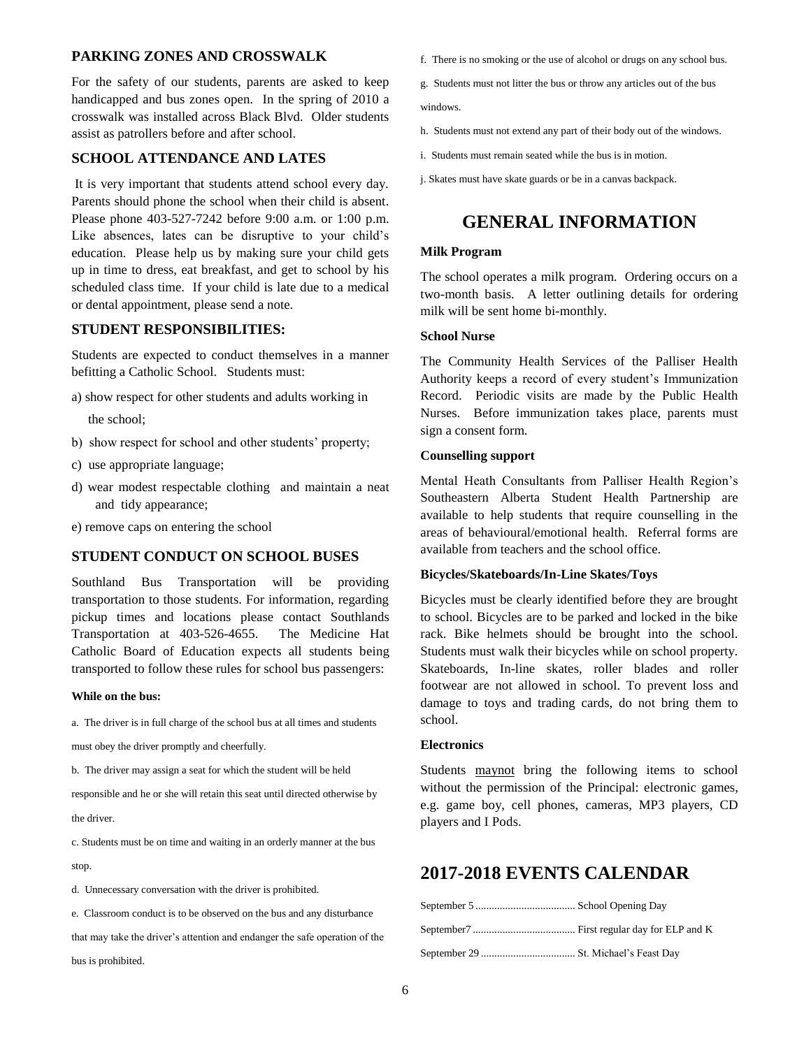## PARKING ZONES AND CROSSWALK

For the safety of our students, parents are asked to keep handicapped and bus zones open. In the spring of 2010 a crosswalk was installed across Black Blvd. Older students assist as patrollers before and after school.

## SCHOOL ATTENDANCE AND LATES

It is very important that students attend school every day. Parents should phone the school when their child is absent. Please phone 403-527-7242 before 9:00 a.m. or 1:00 p.m. Like absences, lates can be disruptive to your child's education. Please help us by making sure your child gets up in time to dress, eat breakfast, and get to school by his scheduled class time. If your child is late due to a medical or dental appointment, please send a note.

## STUDENT RESPONSIBILITIES:

Students are expected to conduct themselves in a manner befitting a Catholic School. Students must:

a) show respect for other students and adults working in the school;

b) show respect for school and other students' property;

c) use appropriate language;

d) wear modest respectable clothing and maintain a neat and tidy appearance;

e) remove caps on entering the school

## STUDENT CONDUCT ON SCHOOL BUSES

Southland Bus Transportation will be providing transportation to those students. For information, regarding pickup times and locations please contact Southlands Transportation at 403-526-4655. The Medicine Hat Catholic Board of Education expects all students being transported to follow these rules for school bus passengers:

**While on the bus:**

a. The driver is in full charge of the school bus at all times and students must obey the driver promptly and cheerfully.

b. The driver may assign a seat for which the student will be held responsible and he or she will retain this seat until directed otherwise by the driver.

c. Students must be on time and waiting in an orderly manner at the bus stop.

d. Unnecessary conversation with the driver is prohibited.

e. Classroom conduct is to be observed on the bus and any disturbance that may take the driver's attention and endanger the safe operation of the bus is prohibited.

f. There is no smoking or the use of alcohol or drugs on any school bus.

g. Students must not litter the bus or throw any articles out of the bus windows.

h. Students must not extend any part of their body out of the windows.

i. Students must remain seated while the bus is in motion.

j. Skates must have skate guards or be in a canvas backpack.

# GENERAL INFORMATION

**Milk Program**

The school operates a milk program. Ordering occurs on a two-month basis. A letter outlining details for ordering milk will be sent home bi-monthly.

**School Nurse**

The Community Health Services of the Palliser Health Authority keeps a record of every student's Immunization Record. Periodic visits are made by the Public Health Nurses. Before immunization takes place, parents must sign a consent form.

**Counselling support**

Mental Heath Consultants from Palliser Health Region's Southeastern Alberta Student Health Partnership are available to help students that require counselling in the areas of behavioural/emotional health. Referral forms are available from teachers and the school office.

**Bicycles/Skateboards/In-Line Skates/Toys**

Bicycles must be clearly identified before they are brought to school. Bicycles are to be parked and locked in the bike rack. Bike helmets should be brought into the school. Students must walk their bicycles while on school property. Skateboards, In-line skates, roller blades and roller footwear are not allowed in school. To prevent loss and damage to toys and trading cards, do not bring them to school.

**Electronics**

Students maynot bring the following items to school without the permission of the Principal: electronic games, e.g. game boy, cell phones, cameras, MP3 players, CD players and I Pods.

# 2017-2018 EVENTS CALENDAR

September 5 ..................................... School Opening Day

September7 ...................................... First regular day for ELP and K

September 29 ................................... St. Michael's Feast Day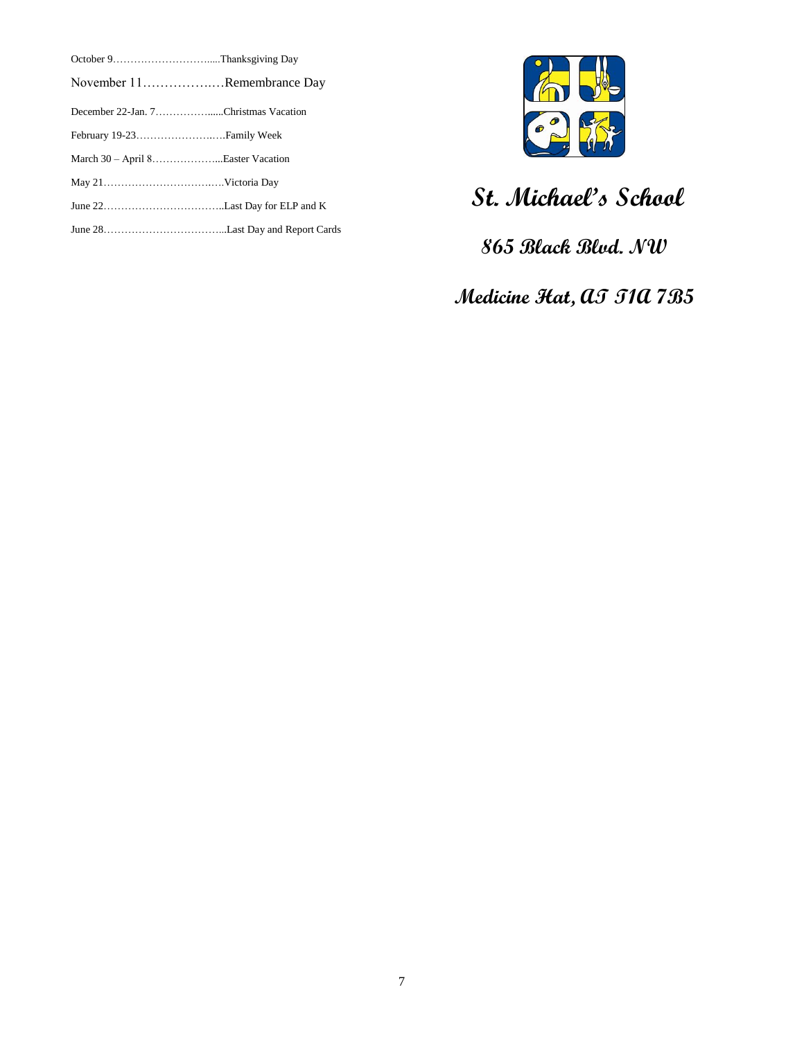October 9……….………………......Thanksgiving Day

November 11……………..…Remembrance Day

December 22-Jan. 7……………......Christmas Vacation

February 19-23…………………..….Family Week

March 30 – April 8………………...Easter Vacation

May 21…………………………..….Victoria Day

June 22……………………………..Last Day for ELP and K

June 28……………………………...Last Day and Report Cards

# St. Michael's School

## 865 Black Blvd. NW

## Medicine Hat, AT T1A 7B5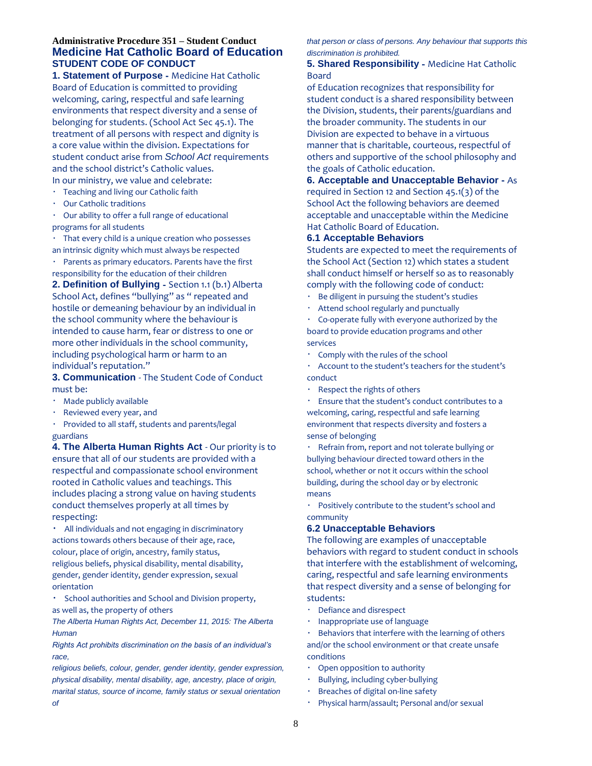**Administrative Procedure 351 – Student Conduct**

# Medicine Hat Catholic Board of Education

## STUDENT CODE OF CONDUCT

**1. Statement of Purpose -** Medicine Hat Catholic Board of Education is committed to providing welcoming, caring, respectful and safe learning environments that respect diversity and a sense of belonging for students. (School Act Sec 45.1). The treatment of all persons with respect and dignity is a core value within the division. Expectations for student conduct arise from *School Act* requirements and the school district's Catholic values.

In our ministry, we value and celebrate:

- Teaching and living our Catholic faith
- Our Catholic traditions
- Our ability to offer a full range of educational programs for all students
- That every child is a unique creation who possesses an intrinsic dignity which must always be respected
- Parents as primary educators. Parents have the first responsibility for the education of their children

**2. Definition of Bullying -** Section 1.1 (b.1) Alberta School Act, defines "bullying" as " repeated and hostile or demeaning behaviour by an individual in the school community where the behaviour is intended to cause harm, fear or distress to one or more other individuals in the school community, including psychological harm or harm to an individual's reputation."

**3. Communication** - The Student Code of Conduct must be:

- Made publicly available
- Reviewed every year, and
- Provided to all staff, students and parents/legal guardians

**4. The Alberta Human Rights Act** - Our priority is to ensure that all of our students are provided with a respectful and compassionate school environment rooted in Catholic values and teachings. This includes placing a strong value on having students conduct themselves properly at all times by respecting:

- All individuals and not engaging in discriminatory actions towards others because of their age, race, colour, place of origin, ancestry, family status, religious beliefs, physical disability, mental disability, gender, gender identity, gender expression, sexual orientation
- School authorities and School and Division property, as well as, the property of others

*The Alberta Human Rights Act, December 11, 2015: The Alberta Human Rights Act prohibits discrimination on the basis of an individual's race, religious beliefs, colour, gender, gender identity, gender expression, physical disability, mental disability, age, ancestry, place of origin, marital status, source of income, family status or sexual orientation of that person or class of persons. Any behaviour that supports this discrimination is prohibited.*

**5. Shared Responsibility -** Medicine Hat Catholic Board of Education recognizes that responsibility for student conduct is a shared responsibility between the Division, students, their parents/guardians and the broader community. The students in our Division are expected to behave in a virtuous manner that is charitable, courteous, respectful of others and supportive of the school philosophy and the goals of Catholic education.

**6. Acceptable and Unacceptable Behavior -** As required in Section 12 and Section 45.1(3) of the School Act the following behaviors are deemed acceptable and unacceptable within the Medicine Hat Catholic Board of Education.

### 6.1 Acceptable Behaviors

Students are expected to meet the requirements of the School Act (Section 12) which states a student shall conduct himself or herself so as to reasonably comply with the following code of conduct:

- Be diligent in pursuing the student's studies
- Attend school regularly and punctually
- Co-operate fully with everyone authorized by the board to provide education programs and other services
- Comply with the rules of the school
- Account to the student's teachers for the student's conduct
- Respect the rights of others
- Ensure that the student's conduct contributes to a welcoming, caring, respectful and safe learning environment that respects diversity and fosters a sense of belonging
- Refrain from, report and not tolerate bullying or bullying behaviour directed toward others in the school, whether or not it occurs within the school building, during the school day or by electronic means
- Positively contribute to the student's school and community

### 6.2 Unacceptable Behaviors

The following are examples of unacceptable behaviors with regard to student conduct in schools that interfere with the establishment of welcoming, caring, respectful and safe learning environments that respect diversity and a sense of belonging for students:

- Defiance and disrespect
- Inappropriate use of language
- Behaviors that interfere with the learning of others and/or the school environment or that create unsafe conditions
- Open opposition to authority
- Bullying, including cyber-bullying
- Breaches of digital on-line safety
- Physical harm/assault; Personal and/or sexual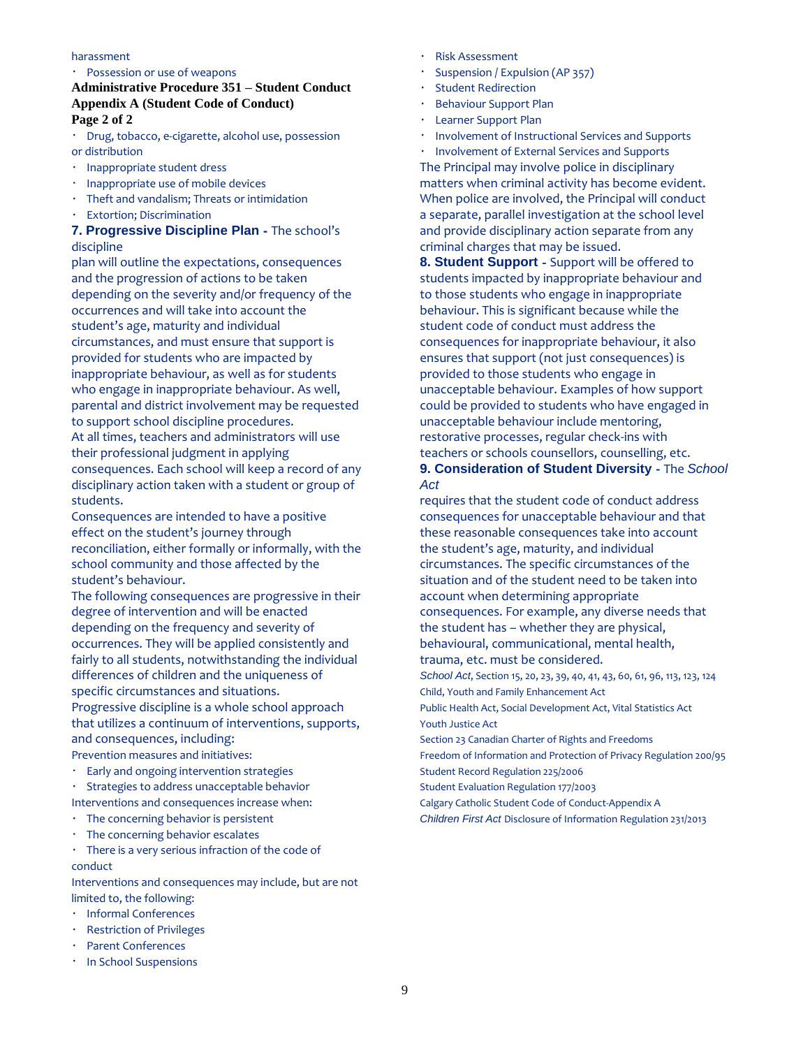harassment

- Possession or use of weapons

**Administrative Procedure 351 – Student Conduct Appendix A (Student Code of Conduct) Page 2 of 2**

- Drug, tobacco, e-cigarette, alcohol use, possession or distribution
- Inappropriate student dress
- Inappropriate use of mobile devices
- Theft and vandalism; Threats or intimidation
- Extortion; Discrimination

**7. Progressive Discipline Plan -** The school's discipline plan will outline the expectations, consequences and the progression of actions to be taken depending on the severity and/or frequency of the occurrences and will take into account the student's age, maturity and individual circumstances, and must ensure that support is provided for students who are impacted by inappropriate behaviour, as well as for students who engage in inappropriate behaviour. As well, parental and district involvement may be requested to support school discipline procedures.

At all times, teachers and administrators will use their professional judgment in applying consequences. Each school will keep a record of any disciplinary action taken with a student or group of students.

Consequences are intended to have a positive effect on the student's journey through reconciliation, either formally or informally, with the school community and those affected by the student's behaviour.

The following consequences are progressive in their degree of intervention and will be enacted depending on the frequency and severity of occurrences. They will be applied consistently and fairly to all students, notwithstanding the individual differences of children and the uniqueness of specific circumstances and situations.

Progressive discipline is a whole school approach that utilizes a continuum of interventions, supports, and consequences, including:

Prevention measures and initiatives:

- Early and ongoing intervention strategies
- Strategies to address unacceptable behavior

Interventions and consequences increase when:

- The concerning behavior is persistent
- The concerning behavior escalates
- There is a very serious infraction of the code of conduct

Interventions and consequences may include, but are not limited to, the following:

- Informal Conferences
- Restriction of Privileges
- Parent Conferences
- In School Suspensions
- Risk Assessment
- Suspension / Expulsion (AP 357)
- Student Redirection
- Behaviour Support Plan
- Learner Support Plan
- Involvement of Instructional Services and Supports
- Involvement of External Services and Supports

The Principal may involve police in disciplinary matters when criminal activity has become evident. When police are involved, the Principal will conduct a separate, parallel investigation at the school level and provide disciplinary action separate from any criminal charges that may be issued.

**8. Student Support -** Support will be offered to students impacted by inappropriate behaviour and to those students who engage in inappropriate behaviour. This is significant because while the student code of conduct must address the consequences for inappropriate behaviour, it also ensures that support (not just consequences) is provided to those students who engage in unacceptable behaviour. Examples of how support could be provided to students who have engaged in unacceptable behaviour include mentoring, restorative processes, regular check-ins with teachers or schools counsellors, counselling, etc.

**9. Consideration of Student Diversity -** The *School Act* requires that the student code of conduct address consequences for unacceptable behaviour and that these reasonable consequences take into account the student's age, maturity, and individual circumstances. The specific circumstances of the situation and of the student need to be taken into account when determining appropriate consequences. For example, any diverse needs that the student has – whether they are physical, behavioural, communicational, mental health, trauma, etc. must be considered.

*School Act*, Section 15, 20, 23, 39, 40, 41, 43, 60, 61, 96, 113, 123, 124
Child, Youth and Family Enhancement Act
Public Health Act, Social Development Act, Vital Statistics Act
Youth Justice Act
Section 23 Canadian Charter of Rights and Freedoms
Freedom of Information and Protection of Privacy Regulation 200/95
Student Record Regulation 225/2006
Student Evaluation Regulation 177/2003
Calgary Catholic Student Code of Conduct-Appendix A
*Children First Act* Disclosure of Information Regulation 231/2013